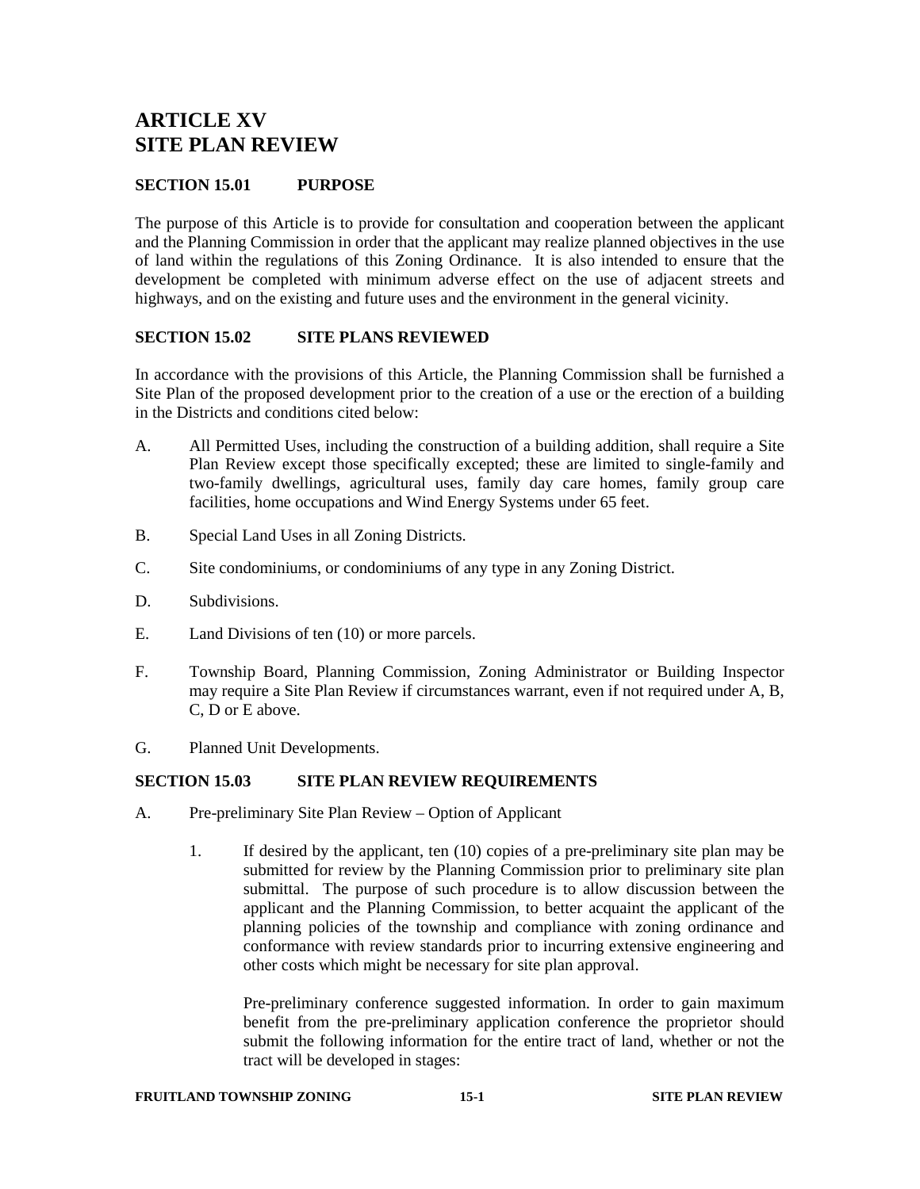# ARTICLE XV
# SITE PLAN REVIEW

## SECTION 15.01 PURPOSE

The purpose of this Article is to provide for consultation and cooperation between the applicant and the Planning Commission in order that the applicant may realize planned objectives in the use of land within the regulations of this Zoning Ordinance. It is also intended to ensure that the development be completed with minimum adverse effect on the use of adjacent streets and highways, and on the existing and future uses and the environment in the general vicinity.

## SECTION 15.02 SITE PLANS REVIEWED

In accordance with the provisions of this Article, the Planning Commission shall be furnished a Site Plan of the proposed development prior to the creation of a use or the erection of a building in the Districts and conditions cited below:

A. All Permitted Uses, including the construction of a building addition, shall require a Site Plan Review except those specifically excepted; these are limited to single-family and two-family dwellings, agricultural uses, family day care homes, family group care facilities, home occupations and Wind Energy Systems under 65 feet.

B. Special Land Uses in all Zoning Districts.

C. Site condominiums, or condominiums of any type in any Zoning District.

D. Subdivisions.

E. Land Divisions of ten (10) or more parcels.

F. Township Board, Planning Commission, Zoning Administrator or Building Inspector may require a Site Plan Review if circumstances warrant, even if not required under A, B, C, D or E above.

G. Planned Unit Developments.

## SECTION 15.03 SITE PLAN REVIEW REQUIREMENTS

A. Pre-preliminary Site Plan Review – Option of Applicant

1. If desired by the applicant, ten (10) copies of a pre-preliminary site plan may be submitted for review by the Planning Commission prior to preliminary site plan submittal. The purpose of such procedure is to allow discussion between the applicant and the Planning Commission, to better acquaint the applicant of the planning policies of the township and compliance with zoning ordinance and conformance with review standards prior to incurring extensive engineering and other costs which might be necessary for site plan approval.

   Pre-preliminary conference suggested information. In order to gain maximum benefit from the pre-preliminary application conference the proprietor should submit the following information for the entire tract of land, whether or not the tract will be developed in stages: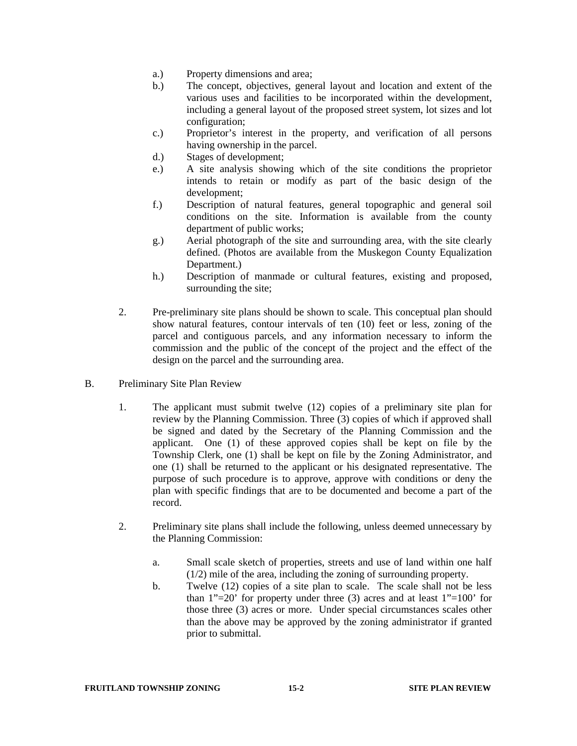a.) Property dimensions and area;

b.) The concept, objectives, general layout and location and extent of the various uses and facilities to be incorporated within the development, including a general layout of the proposed street system, lot sizes and lot configuration;

c.) Proprietor's interest in the property, and verification of all persons having ownership in the parcel.

d.) Stages of development;

e.) A site analysis showing which of the site conditions the proprietor intends to retain or modify as part of the basic design of the development;

f.) Description of natural features, general topographic and general soil conditions on the site. Information is available from the county department of public works;

g.) Aerial photograph of the site and surrounding area, with the site clearly defined. (Photos are available from the Muskegon County Equalization Department.)

h.) Description of manmade or cultural features, existing and proposed, surrounding the site;

2. Pre-preliminary site plans should be shown to scale. This conceptual plan should show natural features, contour intervals of ten (10) feet or less, zoning of the parcel and contiguous parcels, and any information necessary to inform the commission and the public of the concept of the project and the effect of the design on the parcel and the surrounding area.

B. Preliminary Site Plan Review

1. The applicant must submit twelve (12) copies of a preliminary site plan for review by the Planning Commission. Three (3) copies of which if approved shall be signed and dated by the Secretary of the Planning Commission and the applicant. One (1) of these approved copies shall be kept on file by the Township Clerk, one (1) shall be kept on file by the Zoning Administrator, and one (1) shall be returned to the applicant or his designated representative. The purpose of such procedure is to approve, approve with conditions or deny the plan with specific findings that are to be documented and become a part of the record.

2. Preliminary site plans shall include the following, unless deemed unnecessary by the Planning Commission:

a. Small scale sketch of properties, streets and use of land within one half (1/2) mile of the area, including the zoning of surrounding property.

b. Twelve (12) copies of a site plan to scale. The scale shall not be less than 1"=20' for property under three (3) acres and at least 1"=100' for those three (3) acres or more. Under special circumstances scales other than the above may be approved by the zoning administrator if granted prior to submittal.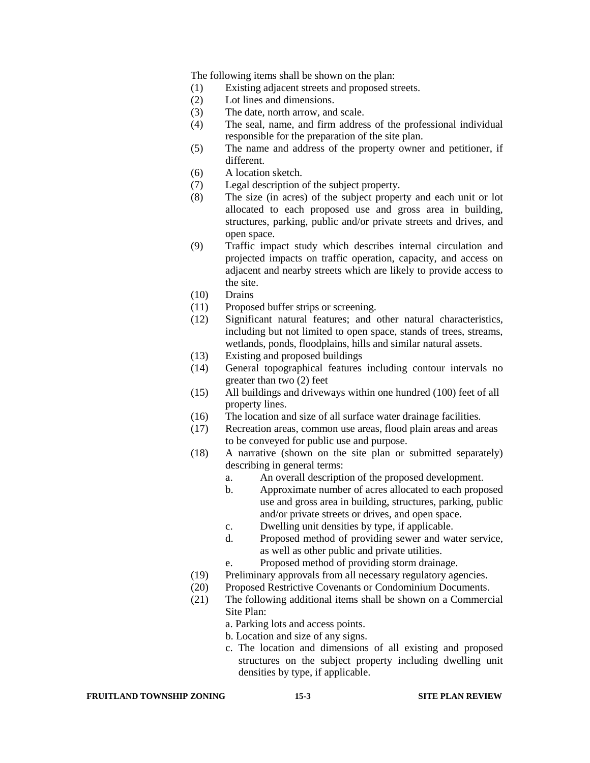The following items shall be shown on the plan:

(1) Existing adjacent streets and proposed streets.

(2) Lot lines and dimensions.

(3) The date, north arrow, and scale.

(4) The seal, name, and firm address of the professional individual responsible for the preparation of the site plan.

(5) The name and address of the property owner and petitioner, if different.

(6) A location sketch.

(7) Legal description of the subject property.

(8) The size (in acres) of the subject property and each unit or lot allocated to each proposed use and gross area in building, structures, parking, public and/or private streets and drives, and open space.

(9) Traffic impact study which describes internal circulation and projected impacts on traffic operation, capacity, and access on adjacent and nearby streets which are likely to provide access to the site.

(10) Drains

(11) Proposed buffer strips or screening.

(12) Significant natural features; and other natural characteristics, including but not limited to open space, stands of trees, streams, wetlands, ponds, floodplains, hills and similar natural assets.

(13) Existing and proposed buildings

(14) General topographical features including contour intervals no greater than two (2) feet

(15) All buildings and driveways within one hundred (100) feet of all property lines.

(16) The location and size of all surface water drainage facilities.

(17) Recreation areas, common use areas, flood plain areas and areas to be conveyed for public use and purpose.

(18) A narrative (shown on the site plan or submitted separately) describing in general terms:
   - a. An overall description of the proposed development.
   - b. Approximate number of acres allocated to each proposed use and gross area in building, structures, parking, public and/or private streets or drives, and open space.
   - c. Dwelling unit densities by type, if applicable.
   - d. Proposed method of providing sewer and water service, as well as other public and private utilities.
   - e. Proposed method of providing storm drainage.

(19) Preliminary approvals from all necessary regulatory agencies.

(20) Proposed Restrictive Covenants or Condominium Documents.

(21) The following additional items shall be shown on a Commercial Site Plan:
   - a. Parking lots and access points.
   - b. Location and size of any signs.
   - c. The location and dimensions of all existing and proposed structures on the subject property including dwelling unit densities by type, if applicable.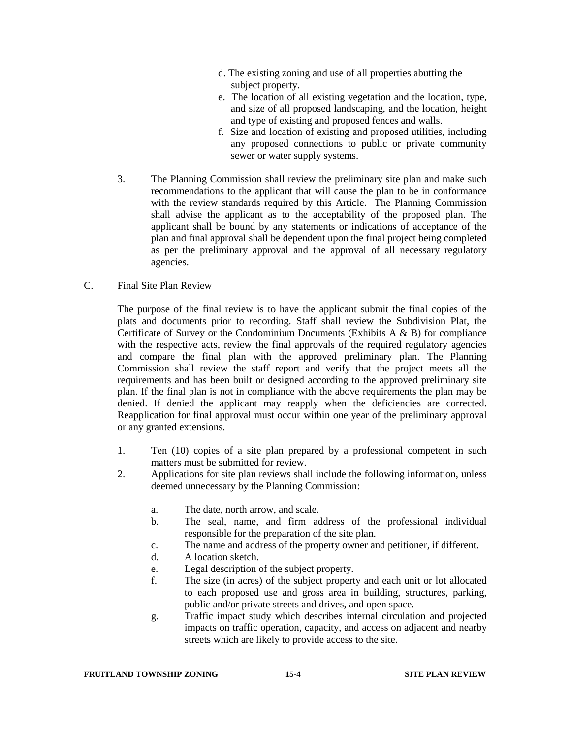d. The existing zoning and use of all properties abutting the subject property.

e. The location of all existing vegetation and the location, type, and size of all proposed landscaping, and the location, height and type of existing and proposed fences and walls.

f. Size and location of existing and proposed utilities, including any proposed connections to public or private community sewer or water supply systems.

3. The Planning Commission shall review the preliminary site plan and make such recommendations to the applicant that will cause the plan to be in conformance with the review standards required by this Article. The Planning Commission shall advise the applicant as to the acceptability of the proposed plan. The applicant shall be bound by any statements or indications of acceptance of the plan and final approval shall be dependent upon the final project being completed as per the preliminary approval and the approval of all necessary regulatory agencies.

C. Final Site Plan Review

The purpose of the final review is to have the applicant submit the final copies of the plats and documents prior to recording. Staff shall review the Subdivision Plat, the Certificate of Survey or the Condominium Documents (Exhibits A & B) for compliance with the respective acts, review the final approvals of the required regulatory agencies and compare the final plan with the approved preliminary plan. The Planning Commission shall review the staff report and verify that the project meets all the requirements and has been built or designed according to the approved preliminary site plan. If the final plan is not in compliance with the above requirements the plan may be denied. If denied the applicant may reapply when the deficiencies are corrected. Reapplication for final approval must occur within one year of the preliminary approval or any granted extensions.

1. Ten (10) copies of a site plan prepared by a professional competent in such matters must be submitted for review.
2. Applications for site plan reviews shall include the following information, unless deemed unnecessary by the Planning Commission:

    a. The date, north arrow, and scale.
    b. The seal, name, and firm address of the professional individual responsible for the preparation of the site plan.
    c. The name and address of the property owner and petitioner, if different.
    d. A location sketch.
    e. Legal description of the subject property.
    f. The size (in acres) of the subject property and each unit or lot allocated to each proposed use and gross area in building, structures, parking, public and/or private streets and drives, and open space.
    g. Traffic impact study which describes internal circulation and projected impacts on traffic operation, capacity, and access on adjacent and nearby streets which are likely to provide access to the site.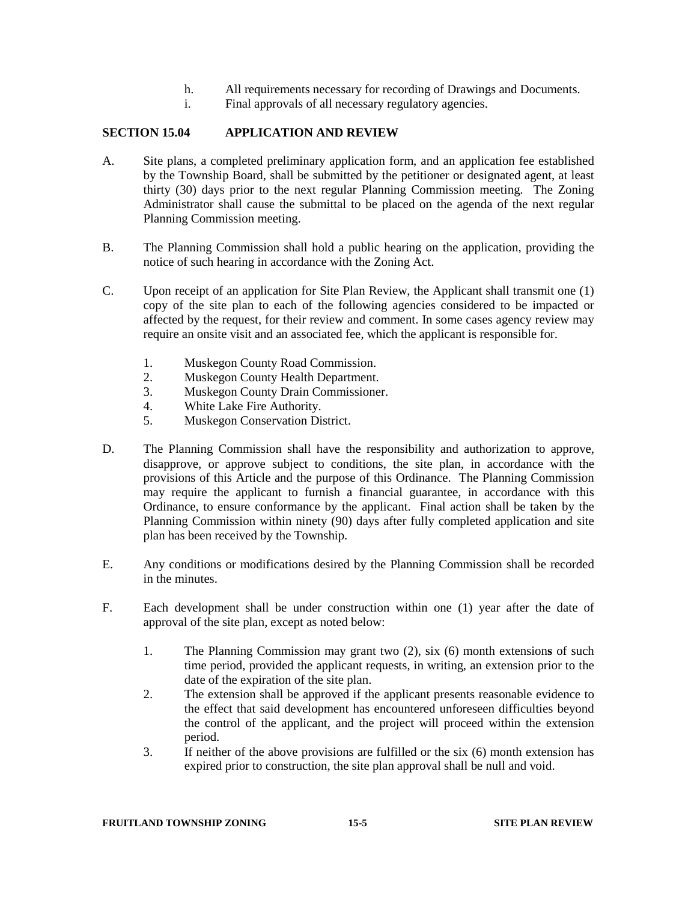h. All requirements necessary for recording of Drawings and Documents.
i. Final approvals of all necessary regulatory agencies.

## SECTION 15.04 APPLICATION AND REVIEW

A. Site plans, a completed preliminary application form, and an application fee established by the Township Board, shall be submitted by the petitioner or designated agent, at least thirty (30) days prior to the next regular Planning Commission meeting. The Zoning Administrator shall cause the submittal to be placed on the agenda of the next regular Planning Commission meeting.

B. The Planning Commission shall hold a public hearing on the application, providing the notice of such hearing in accordance with the Zoning Act.

C. Upon receipt of an application for Site Plan Review, the Applicant shall transmit one (1) copy of the site plan to each of the following agencies considered to be impacted or affected by the request, for their review and comment. In some cases agency review may require an onsite visit and an associated fee, which the applicant is responsible for.

1. Muskegon County Road Commission.
2. Muskegon County Health Department.
3. Muskegon County Drain Commissioner.
4. White Lake Fire Authority.
5. Muskegon Conservation District.

D. The Planning Commission shall have the responsibility and authorization to approve, disapprove, or approve subject to conditions, the site plan, in accordance with the provisions of this Article and the purpose of this Ordinance. The Planning Commission may require the applicant to furnish a financial guarantee, in accordance with this Ordinance, to ensure conformance by the applicant. Final action shall be taken by the Planning Commission within ninety (90) days after fully completed application and site plan has been received by the Township.

E. Any conditions or modifications desired by the Planning Commission shall be recorded in the minutes.

F. Each development shall be under construction within one (1) year after the date of approval of the site plan, except as noted below:

1. The Planning Commission may grant two (2), six (6) month extension**s** of such time period, provided the applicant requests, in writing, an extension prior to the date of the expiration of the site plan.
2. The extension shall be approved if the applicant presents reasonable evidence to the effect that said development has encountered unforeseen difficulties beyond the control of the applicant, and the project will proceed within the extension period.
3. If neither of the above provisions are fulfilled or the six (6) month extension has expired prior to construction, the site plan approval shall be null and void.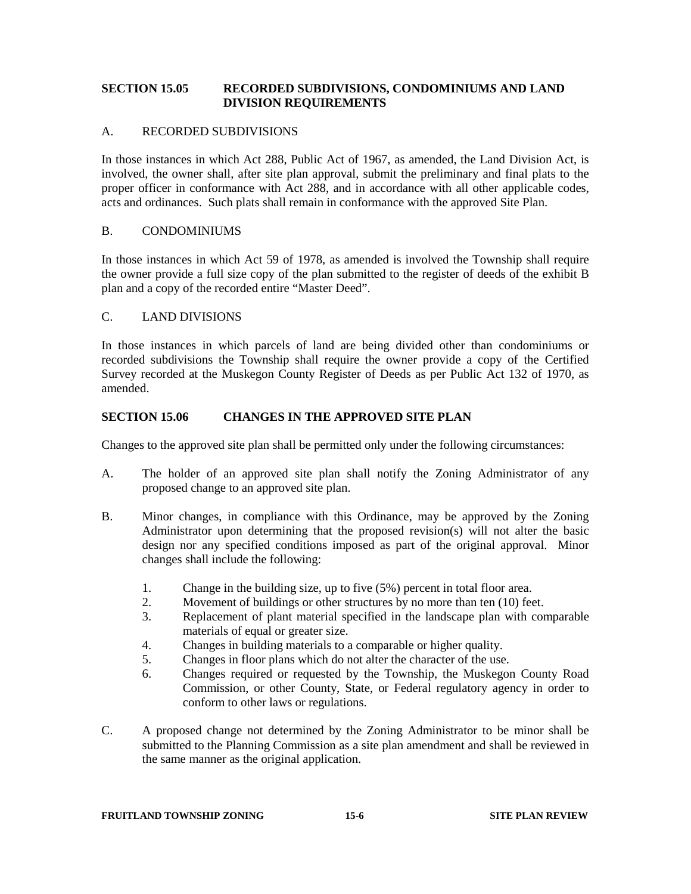## SECTION 15.05 RECORDED SUBDIVISIONS, CONDOMINIUMS AND LAND DIVISION REQUIREMENTS

### A. RECORDED SUBDIVISIONS

In those instances in which Act 288, Public Act of 1967, as amended, the Land Division Act, is involved, the owner shall, after site plan approval, submit the preliminary and final plats to the proper officer in conformance with Act 288, and in accordance with all other applicable codes, acts and ordinances. Such plats shall remain in conformance with the approved Site Plan.

### B. CONDOMINIUMS

In those instances in which Act 59 of 1978, as amended is involved the Township shall require the owner provide a full size copy of the plan submitted to the register of deeds of the exhibit B plan and a copy of the recorded entire "Master Deed".

### C. LAND DIVISIONS

In those instances in which parcels of land are being divided other than condominiums or recorded subdivisions the Township shall require the owner provide a copy of the Certified Survey recorded at the Muskegon County Register of Deeds as per Public Act 132 of 1970, as amended.

## SECTION 15.06 CHANGES IN THE APPROVED SITE PLAN

Changes to the approved site plan shall be permitted only under the following circumstances:

A. The holder of an approved site plan shall notify the Zoning Administrator of any proposed change to an approved site plan.

B. Minor changes, in compliance with this Ordinance, may be approved by the Zoning Administrator upon determining that the proposed revision(s) will not alter the basic design nor any specified conditions imposed as part of the original approval. Minor changes shall include the following:

1. Change in the building size, up to five (5%) percent in total floor area.
2. Movement of buildings or other structures by no more than ten (10) feet.
3. Replacement of plant material specified in the landscape plan with comparable materials of equal or greater size.
4. Changes in building materials to a comparable or higher quality.
5. Changes in floor plans which do not alter the character of the use.
6. Changes required or requested by the Township, the Muskegon County Road Commission, or other County, State, or Federal regulatory agency in order to conform to other laws or regulations.

C. A proposed change not determined by the Zoning Administrator to be minor shall be submitted to the Planning Commission as a site plan amendment and shall be reviewed in the same manner as the original application.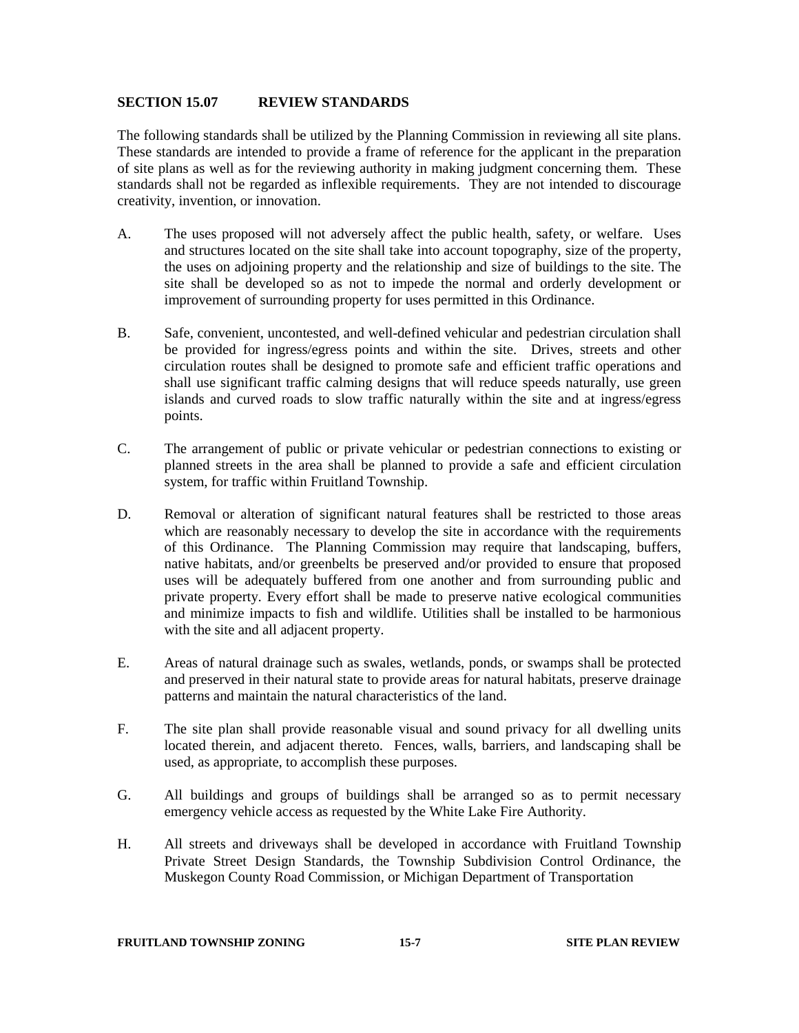## SECTION 15.07 REVIEW STANDARDS

The following standards shall be utilized by the Planning Commission in reviewing all site plans. These standards are intended to provide a frame of reference for the applicant in the preparation of site plans as well as for the reviewing authority in making judgment concerning them. These standards shall not be regarded as inflexible requirements. They are not intended to discourage creativity, invention, or innovation.

A. The uses proposed will not adversely affect the public health, safety, or welfare. Uses and structures located on the site shall take into account topography, size of the property, the uses on adjoining property and the relationship and size of buildings to the site. The site shall be developed so as not to impede the normal and orderly development or improvement of surrounding property for uses permitted in this Ordinance.

B. Safe, convenient, uncontested, and well-defined vehicular and pedestrian circulation shall be provided for ingress/egress points and within the site. Drives, streets and other circulation routes shall be designed to promote safe and efficient traffic operations and shall use significant traffic calming designs that will reduce speeds naturally, use green islands and curved roads to slow traffic naturally within the site and at ingress/egress points.

C. The arrangement of public or private vehicular or pedestrian connections to existing or planned streets in the area shall be planned to provide a safe and efficient circulation system, for traffic within Fruitland Township.

D. Removal or alteration of significant natural features shall be restricted to those areas which are reasonably necessary to develop the site in accordance with the requirements of this Ordinance. The Planning Commission may require that landscaping, buffers, native habitats, and/or greenbelts be preserved and/or provided to ensure that proposed uses will be adequately buffered from one another and from surrounding public and private property. Every effort shall be made to preserve native ecological communities and minimize impacts to fish and wildlife. Utilities shall be installed to be harmonious with the site and all adjacent property.

E. Areas of natural drainage such as swales, wetlands, ponds, or swamps shall be protected and preserved in their natural state to provide areas for natural habitats, preserve drainage patterns and maintain the natural characteristics of the land.

F. The site plan shall provide reasonable visual and sound privacy for all dwelling units located therein, and adjacent thereto. Fences, walls, barriers, and landscaping shall be used, as appropriate, to accomplish these purposes.

G. All buildings and groups of buildings shall be arranged so as to permit necessary emergency vehicle access as requested by the White Lake Fire Authority.

H. All streets and driveways shall be developed in accordance with Fruitland Township Private Street Design Standards, the Township Subdivision Control Ordinance, the Muskegon County Road Commission, or Michigan Department of Transportation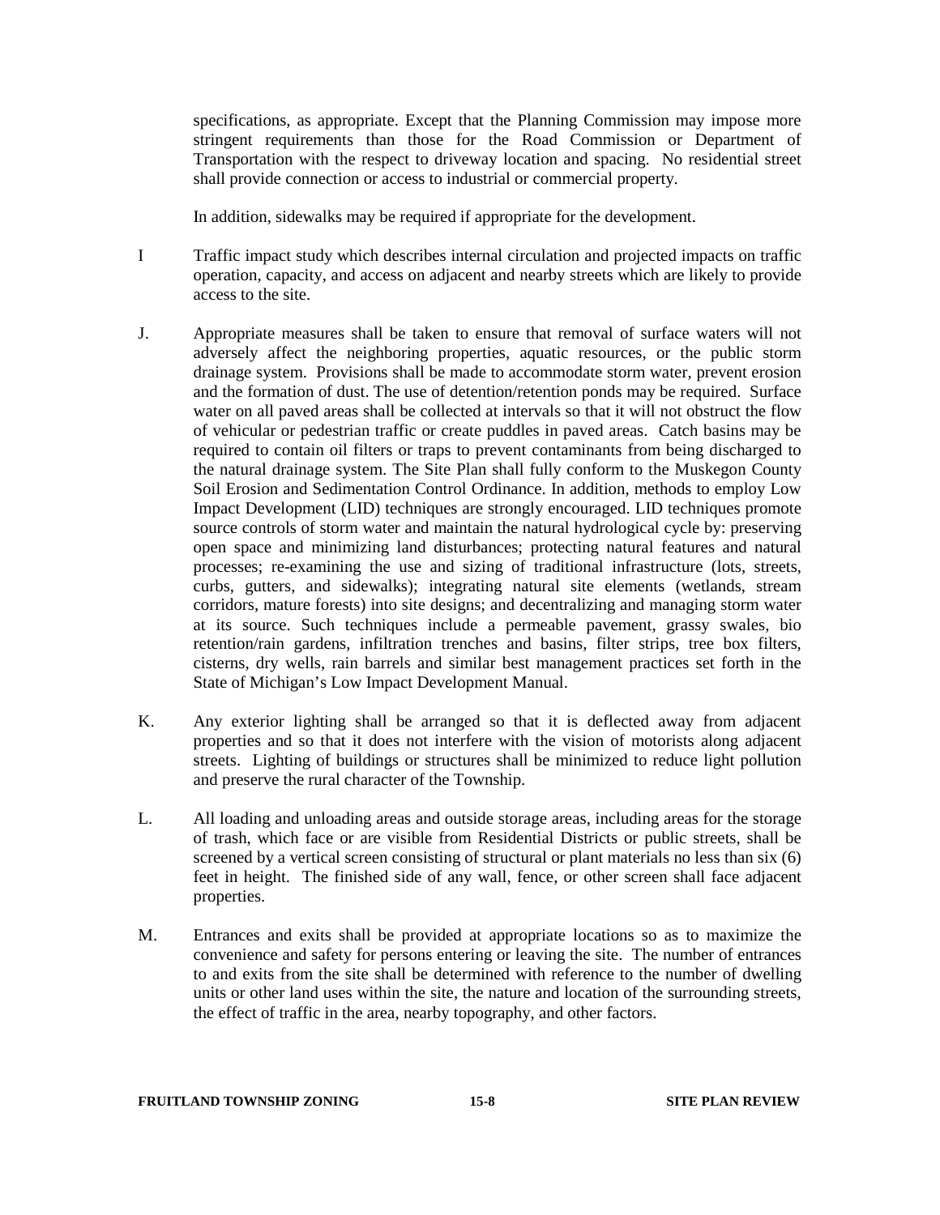specifications, as appropriate. Except that the Planning Commission may impose more stringent requirements than those for the Road Commission or Department of Transportation with the respect to driveway location and spacing. No residential street shall provide connection or access to industrial or commercial property.

In addition, sidewalks may be required if appropriate for the development.

I Traffic impact study which describes internal circulation and projected impacts on traffic operation, capacity, and access on adjacent and nearby streets which are likely to provide access to the site.

J. Appropriate measures shall be taken to ensure that removal of surface waters will not adversely affect the neighboring properties, aquatic resources, or the public storm drainage system. Provisions shall be made to accommodate storm water, prevent erosion and the formation of dust. The use of detention/retention ponds may be required. Surface water on all paved areas shall be collected at intervals so that it will not obstruct the flow of vehicular or pedestrian traffic or create puddles in paved areas. Catch basins may be required to contain oil filters or traps to prevent contaminants from being discharged to the natural drainage system. The Site Plan shall fully conform to the Muskegon County Soil Erosion and Sedimentation Control Ordinance. In addition, methods to employ Low Impact Development (LID) techniques are strongly encouraged. LID techniques promote source controls of storm water and maintain the natural hydrological cycle by: preserving open space and minimizing land disturbances; protecting natural features and natural processes; re-examining the use and sizing of traditional infrastructure (lots, streets, curbs, gutters, and sidewalks); integrating natural site elements (wetlands, stream corridors, mature forests) into site designs; and decentralizing and managing storm water at its source. Such techniques include a permeable pavement, grassy swales, bio retention/rain gardens, infiltration trenches and basins, filter strips, tree box filters, cisterns, dry wells, rain barrels and similar best management practices set forth in the State of Michigan's Low Impact Development Manual.

K. Any exterior lighting shall be arranged so that it is deflected away from adjacent properties and so that it does not interfere with the vision of motorists along adjacent streets. Lighting of buildings or structures shall be minimized to reduce light pollution and preserve the rural character of the Township.

L. All loading and unloading areas and outside storage areas, including areas for the storage of trash, which face or are visible from Residential Districts or public streets, shall be screened by a vertical screen consisting of structural or plant materials no less than six (6) feet in height. The finished side of any wall, fence, or other screen shall face adjacent properties.

M. Entrances and exits shall be provided at appropriate locations so as to maximize the convenience and safety for persons entering or leaving the site. The number of entrances to and exits from the site shall be determined with reference to the number of dwelling units or other land uses within the site, the nature and location of the surrounding streets, the effect of traffic in the area, nearby topography, and other factors.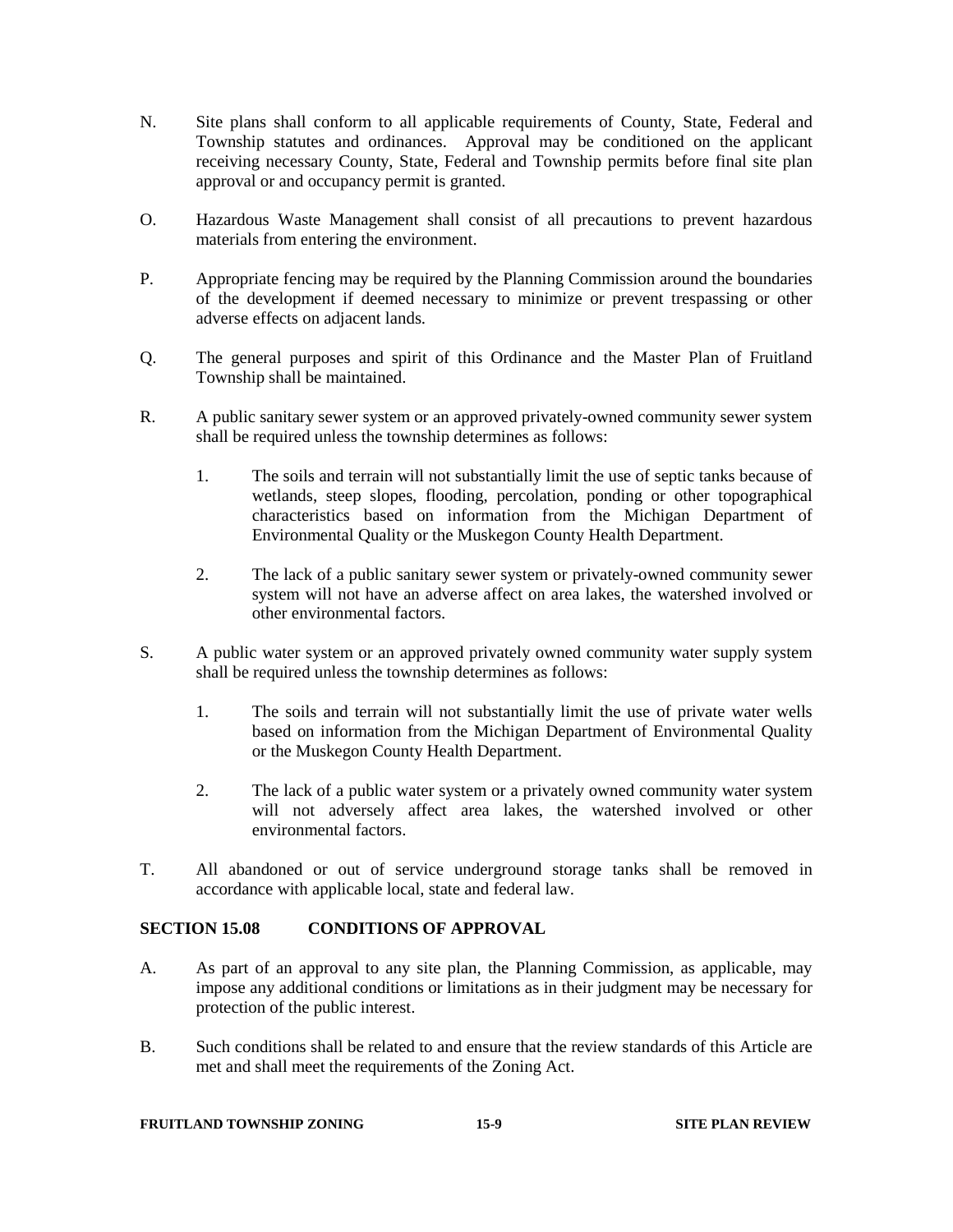N. Site plans shall conform to all applicable requirements of County, State, Federal and Township statutes and ordinances. Approval may be conditioned on the applicant receiving necessary County, State, Federal and Township permits before final site plan approval or and occupancy permit is granted.

O. Hazardous Waste Management shall consist of all precautions to prevent hazardous materials from entering the environment.

P. Appropriate fencing may be required by the Planning Commission around the boundaries of the development if deemed necessary to minimize or prevent trespassing or other adverse effects on adjacent lands.

Q. The general purposes and spirit of this Ordinance and the Master Plan of Fruitland Township shall be maintained.

R. A public sanitary sewer system or an approved privately-owned community sewer system shall be required unless the township determines as follows:

   1. The soils and terrain will not substantially limit the use of septic tanks because of wetlands, steep slopes, flooding, percolation, ponding or other topographical characteristics based on information from the Michigan Department of Environmental Quality or the Muskegon County Health Department.

   2. The lack of a public sanitary sewer system or privately-owned community sewer system will not have an adverse affect on area lakes, the watershed involved or other environmental factors.

S. A public water system or an approved privately owned community water supply system shall be required unless the township determines as follows:

   1. The soils and terrain will not substantially limit the use of private water wells based on information from the Michigan Department of Environmental Quality or the Muskegon County Health Department.

   2. The lack of a public water system or a privately owned community water system will not adversely affect area lakes, the watershed involved or other environmental factors.

T. All abandoned or out of service underground storage tanks shall be removed in accordance with applicable local, state and federal law.

## SECTION 15.08 CONDITIONS OF APPROVAL

A. As part of an approval to any site plan, the Planning Commission, as applicable, may impose any additional conditions or limitations as in their judgment may be necessary for protection of the public interest.

B. Such conditions shall be related to and ensure that the review standards of this Article are met and shall meet the requirements of the Zoning Act.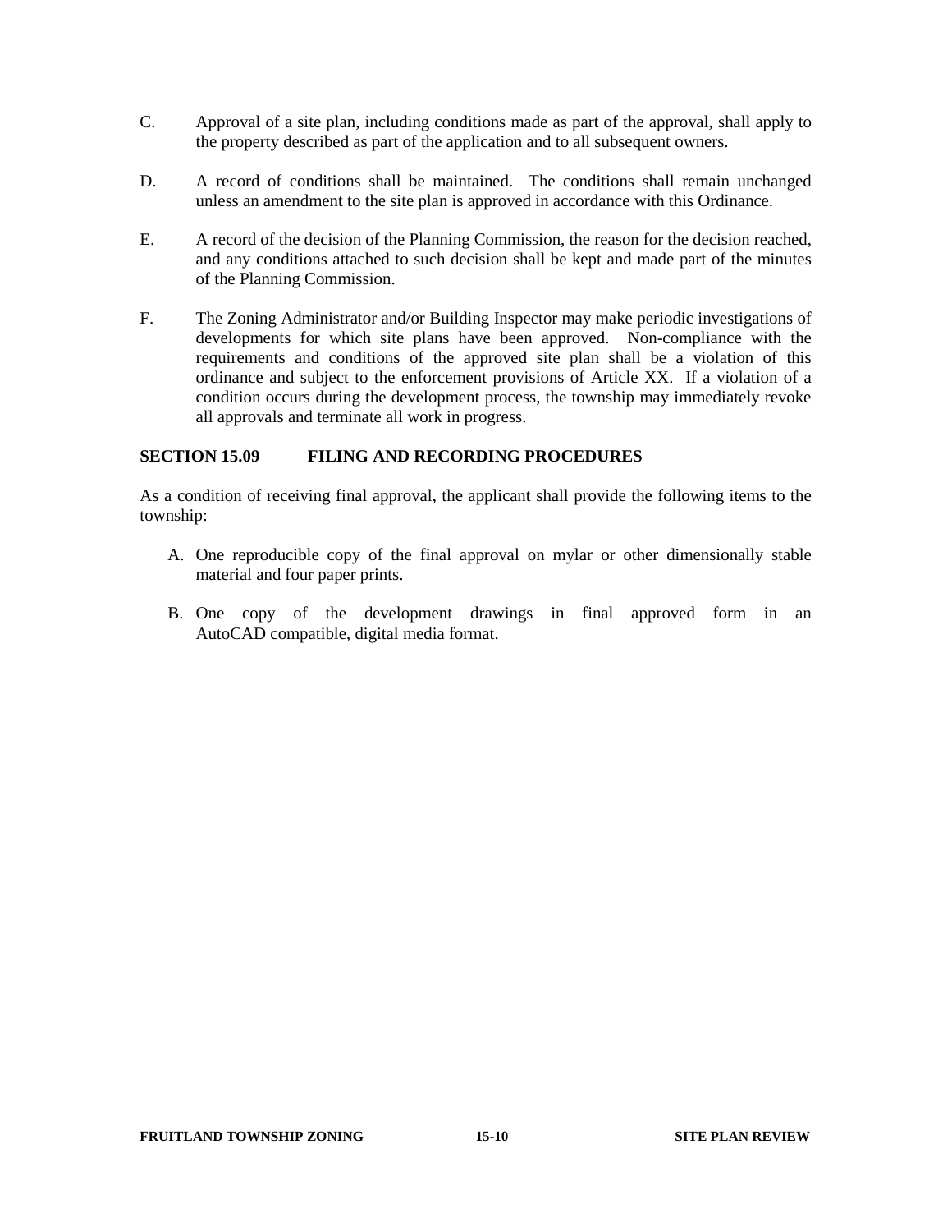C. Approval of a site plan, including conditions made as part of the approval, shall apply to the property described as part of the application and to all subsequent owners.

D. A record of conditions shall be maintained. The conditions shall remain unchanged unless an amendment to the site plan is approved in accordance with this Ordinance.

E. A record of the decision of the Planning Commission, the reason for the decision reached, and any conditions attached to such decision shall be kept and made part of the minutes of the Planning Commission.

F. The Zoning Administrator and/or Building Inspector may make periodic investigations of developments for which site plans have been approved. Non-compliance with the requirements and conditions of the approved site plan shall be a violation of this ordinance and subject to the enforcement provisions of Article XX. If a violation of a condition occurs during the development process, the township may immediately revoke all approvals and terminate all work in progress.

## SECTION 15.09 FILING AND RECORDING PROCEDURES

As a condition of receiving final approval, the applicant shall provide the following items to the township:

A. One reproducible copy of the final approval on mylar or other dimensionally stable material and four paper prints.

B. One copy of the development drawings in final approved form in an AutoCAD compatible, digital media format.